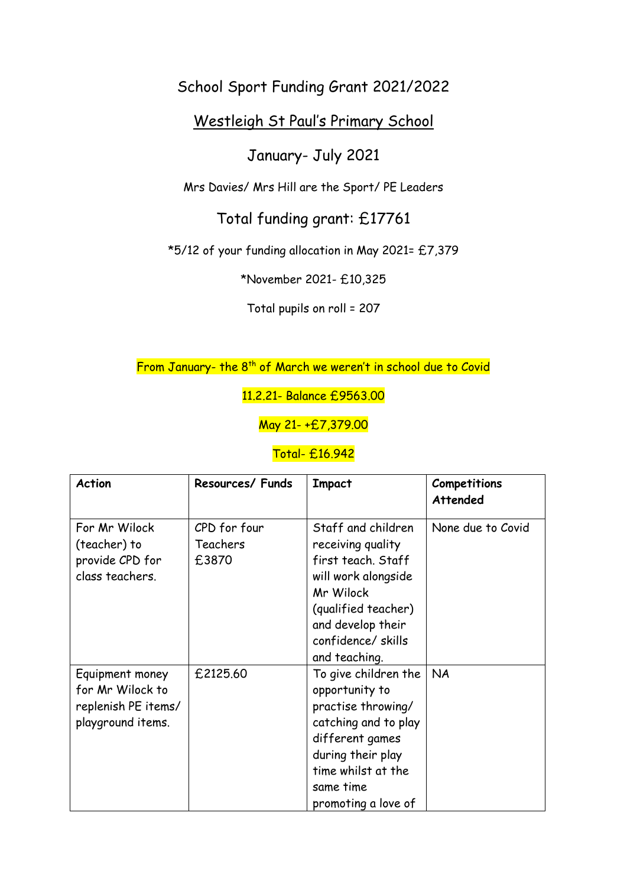# School Sport Funding Grant 2021/2022

## Westleigh St Paul's Primary School

## January- July 2021

Mrs Davies/ Mrs Hill are the Sport/ PE Leaders

## Total funding grant: £17761

*5/12 of your funding allocation in May 2021= £7,379

*November 2021- £10,325

Total pupils on roll = 207

From January- the 8th of March we weren't in school due to Covid

11.2.21- Balance £9563.00

May 21- +£7,379.00

Total- £16.942

| **Action** | **Resources/ Funds** | **Impact** | **Competitions Attended** |
|---|---|---|---|
| For Mr Wilock (teacher) to provide CPD for class teachers. | CPD for four Teachers £3870 | Staff and children receiving quality first teach. Staff will work alongside Mr Wilock (qualified teacher) and develop their confidence/ skills and teaching. | None due to Covid |
| Equipment money for Mr Wilock to replenish PE items/ playground items. | £2125.60 | To give children the opportunity to practise throwing/ catching and to play different games during their play time whilst at the same time promoting a love of | NA |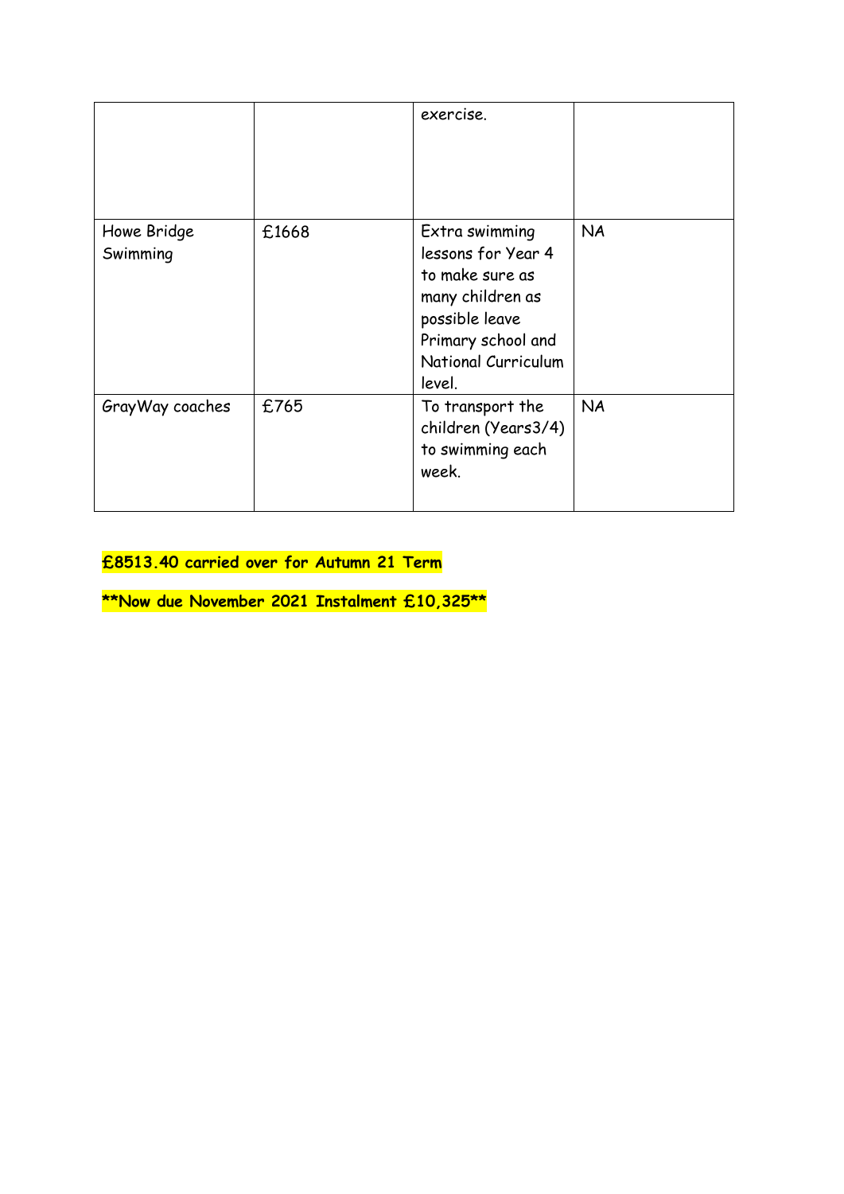| | | | |
|---|---|---|---|
| | | exercise. | |
| Howe Bridge Swimming | £1668 | Extra swimming lessons for Year 4 to make sure as many children as possible leave Primary school and National Curriculum level. | NA |
| GrayWay coaches | £765 | To transport the children (Years3/4) to swimming each week. | NA |

**£8513.40 carried over for Autumn 21 Term**

****Now due November 2021 Instalment £10,325****